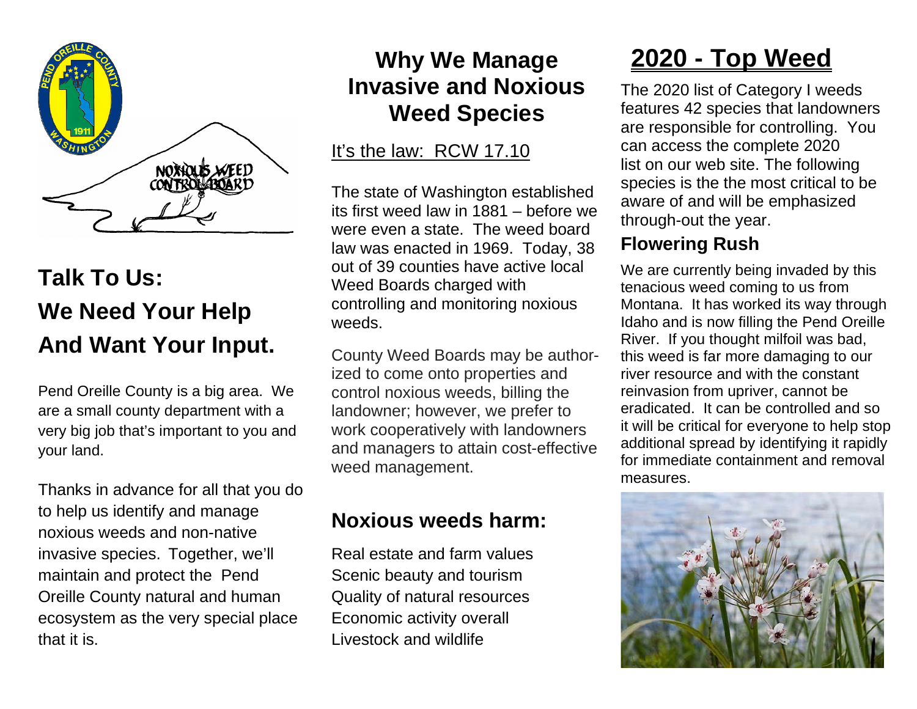# Talk To Us: We Need Your Help And Want Your Input.

Pend Oreille County is a big area. We are a small county department with a very big job that's important to you and your land.

Thanks in advance for all that you do to help us identify and manage noxious weeds and non-native invasive species. Together, we'll maintain and protect the Pend Oreille County natural and human ecosystem as the very special place that it is.

# Why We Manage Invasive and Noxious Weed Species

It's the law: RCW 17.10

The state of Washington established its first weed law in 1881 – before we were even a state. The weed board law was enacted in 1969. Today, 38 out of 39 counties have active local Weed Boards charged with controlling and monitoring noxious weeds.

County Weed Boards may be authorized to come onto properties and control noxious weeds, billing the landowner; however, we prefer to work cooperatively with landowners and managers to attain cost-effective weed management.

## Noxious weeds harm:

Real estate and farm values
Scenic beauty and tourism
Quality of natural resources
Economic activity overall
Livestock and wildlife

# 2020 - Top Weed

The 2020 list of Category I weeds features 42 species that landowners are responsible for controlling. You can access the complete 2020 list on our web site. The following species is the the most critical to be aware of and will be emphasized through-out the year.

## Flowering Rush

We are currently being invaded by this tenacious weed coming to us from Montana. It has worked its way through Idaho and is now filling the Pend Oreille River. If you thought milfoil was bad, this weed is far more damaging to our river resource and with the constant reinvasion from upriver, cannot be eradicated. It can be controlled and so it will be critical for everyone to help stop additional spread by identifying it rapidly for immediate containment and removal measures.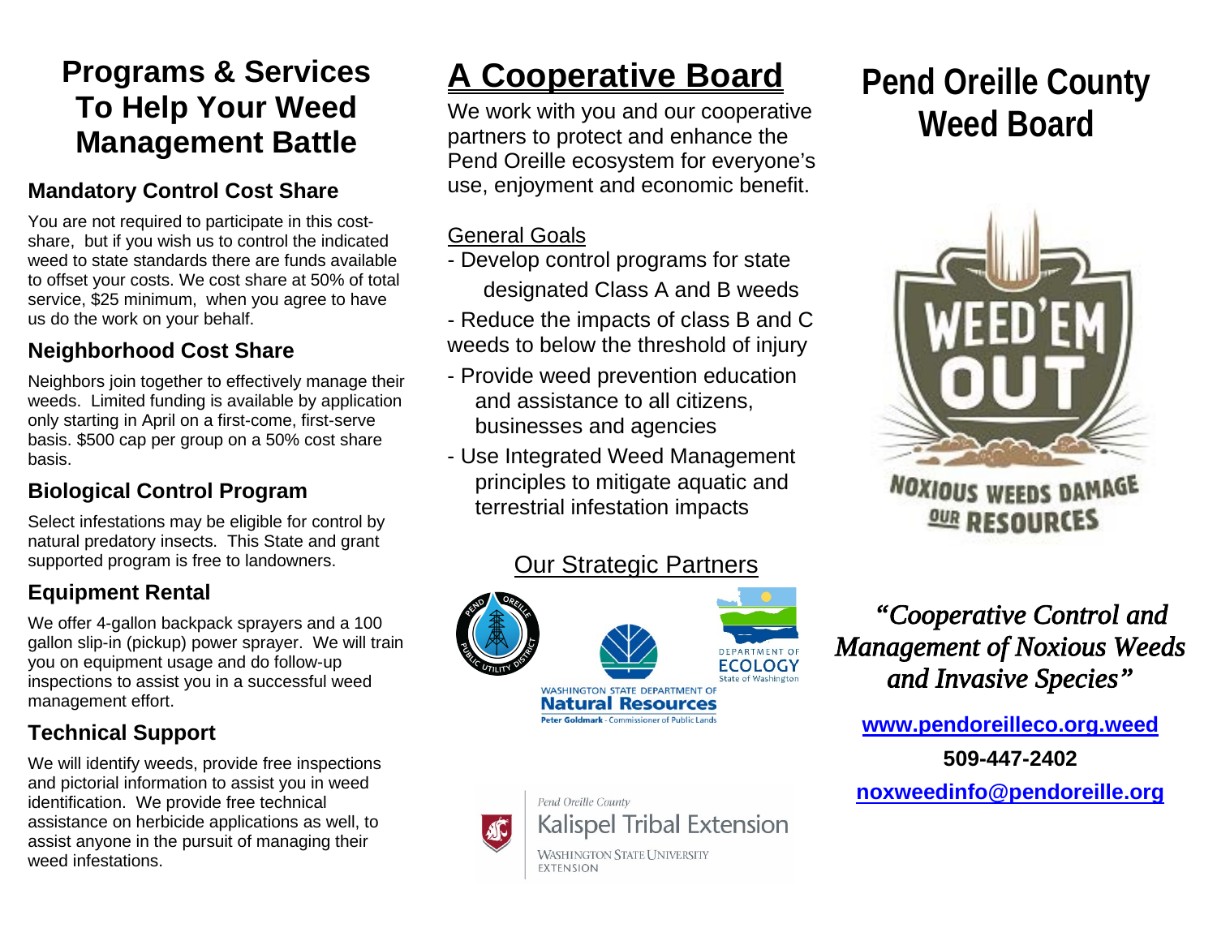## Programs & Services To Help Your Weed Management Battle

### Mandatory Control Cost Share

You are not required to participate in this cost-share, but if you wish us to control the indicated weed to state standards there are funds available to offset your costs. We cost share at 50% of total service, $25 minimum, when you agree to have us do the work on your behalf.

### Neighborhood Cost Share

Neighbors join together to effectively manage their weeds. Limited funding is available by application only starting in April on a first-come, first-serve basis. $500 cap per group on a 50% cost share basis.

### Biological Control Program

Select infestations may be eligible for control by natural predatory insects. This State and grant supported program is free to landowners.

### Equipment Rental

We offer 4-gallon backpack sprayers and a 100 gallon slip-in (pickup) power sprayer. We will train you on equipment usage and do follow-up inspections to assist you in a successful weed management effort.

### Technical Support

We will identify weeds, provide free inspections and pictorial information to assist you in weed identification. We provide free technical assistance on herbicide applications as well, to assist anyone in the pursuit of managing their weed infestations.

## A Cooperative Board

We work with you and our cooperative partners to protect and enhance the Pend Oreille ecosystem for everyone's use, enjoyment and economic benefit.

General Goals

- Develop control programs for state designated Class A and B weeds
- Reduce the impacts of class B and C weeds to below the threshold of injury
- Provide weed prevention education and assistance to all citizens, businesses and agencies
- Use Integrated Weed Management principles to mitigate aquatic and terrestrial infestation impacts

Our Strategic Partners

Pend Oreille Public Utility District

Washington State Department of Natural Resources
Peter Goldmark - Commissioner of Public Lands

Department of Ecology
State of Washington

Pend Oreille County
Kalispel Tribal Extension
Washington State University Extension

# Pend Oreille County Weed Board

WEED'EM OUT
NOXIOUS WEEDS DAMAGE OUR RESOURCES

*"Cooperative Control and Management of Noxious Weeds and Invasive Species"*

**www.pendoreilleco.org.weed**

**509-447-2402**

**noxweedinfo@pendoreille.org**